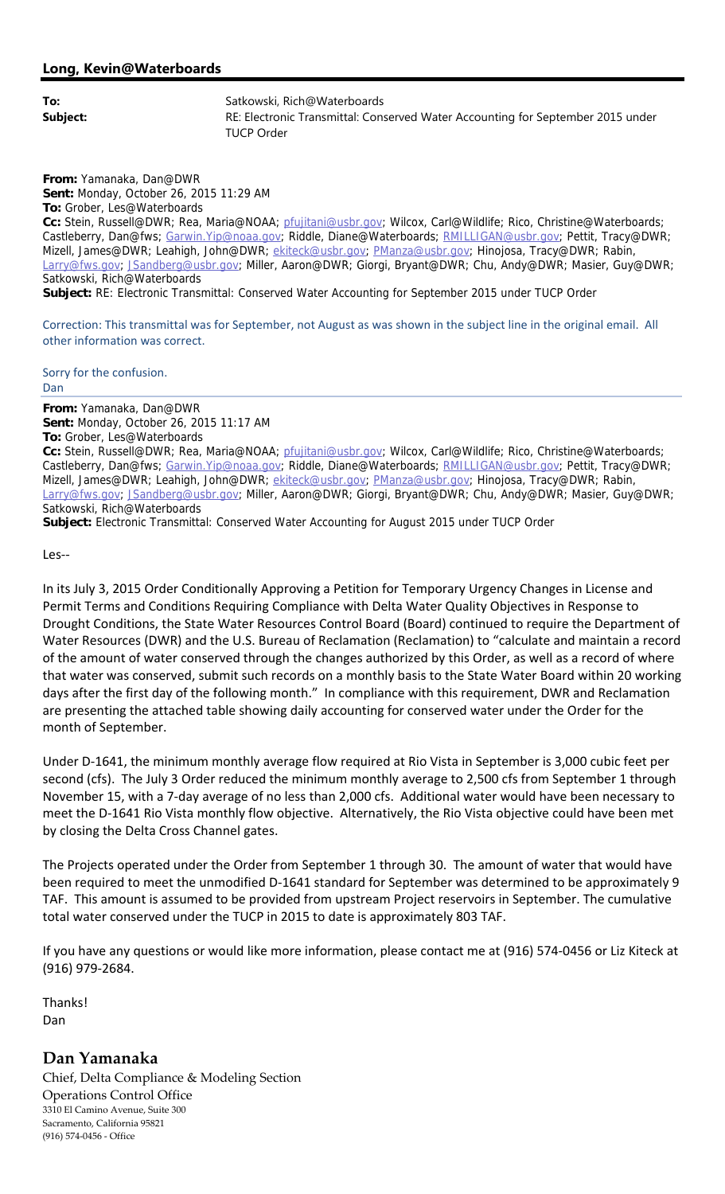**Long, Kevin@Waterboards**

**To:** Satkowski, Rich@Waterboards
**Subject:** RE: Electronic Transmittal: Conserved Water Accounting for September 2015 under TUCP Order

**From:** Yamanaka, Dan@DWR
**Sent:** Monday, October 26, 2015 11:29 AM
**To:** Grober, Les@Waterboards
**Cc:** Stein, Russell@DWR; Rea, Maria@NOAA; pfujitani@usbr.gov; Wilcox, Carl@Wildlife; Rico, Christine@Waterboards; Castleberry, Dan@fws; Garwin.Yip@noaa.gov; Riddle, Diane@Waterboards; RMILLIGAN@usbr.gov; Pettit, Tracy@DWR; Mizell, James@DWR; Leahigh, John@DWR; ekiteck@usbr.gov; PManza@usbr.gov; Hinojosa, Tracy@DWR; Rabin, Larry@fws.gov; JSandberg@usbr.gov; Miller, Aaron@DWR; Giorgi, Bryant@DWR; Chu, Andy@DWR; Masier, Guy@DWR; Satkowski, Rich@Waterboards
**Subject:** RE: Electronic Transmittal: Conserved Water Accounting for September 2015 under TUCP Order

Correction: This transmittal was for September, not August as was shown in the subject line in the original email. All other information was correct.

Sorry for the confusion.
Dan

**From:** Yamanaka, Dan@DWR
**Sent:** Monday, October 26, 2015 11:17 AM
**To:** Grober, Les@Waterboards
**Cc:** Stein, Russell@DWR; Rea, Maria@NOAA; pfujitani@usbr.gov; Wilcox, Carl@Wildlife; Rico, Christine@Waterboards; Castleberry, Dan@fws; Garwin.Yip@noaa.gov; Riddle, Diane@Waterboards; RMILLIGAN@usbr.gov; Pettit, Tracy@DWR; Mizell, James@DWR; Leahigh, John@DWR; ekiteck@usbr.gov; PManza@usbr.gov; Hinojosa, Tracy@DWR; Rabin, Larry@fws.gov; JSandberg@usbr.gov; Miller, Aaron@DWR; Giorgi, Bryant@DWR; Chu, Andy@DWR; Masier, Guy@DWR; Satkowski, Rich@Waterboards
**Subject:** Electronic Transmittal: Conserved Water Accounting for August 2015 under TUCP Order

Les--

In its July 3, 2015 Order Conditionally Approving a Petition for Temporary Urgency Changes in License and Permit Terms and Conditions Requiring Compliance with Delta Water Quality Objectives in Response to Drought Conditions, the State Water Resources Control Board (Board) continued to require the Department of Water Resources (DWR) and the U.S. Bureau of Reclamation (Reclamation) to "calculate and maintain a record of the amount of water conserved through the changes authorized by this Order, as well as a record of where that water was conserved, submit such records on a monthly basis to the State Water Board within 20 working days after the first day of the following month." In compliance with this requirement, DWR and Reclamation are presenting the attached table showing daily accounting for conserved water under the Order for the month of September.

Under D-1641, the minimum monthly average flow required at Rio Vista in September is 3,000 cubic feet per second (cfs). The July 3 Order reduced the minimum monthly average to 2,500 cfs from September 1 through November 15, with a 7-day average of no less than 2,000 cfs. Additional water would have been necessary to meet the D-1641 Rio Vista monthly flow objective. Alternatively, the Rio Vista objective could have been met by closing the Delta Cross Channel gates.

The Projects operated under the Order from September 1 through 30. The amount of water that would have been required to meet the unmodified D-1641 standard for September was determined to be approximately 9 TAF. This amount is assumed to be provided from upstream Project reservoirs in September. The cumulative total water conserved under the TUCP in 2015 to date is approximately 803 TAF.

If you have any questions or would like more information, please contact me at (916) 574-0456 or Liz Kiteck at (916) 979-2684.

Thanks!
Dan

**Dan Yamanaka**
Chief, Delta Compliance & Modeling Section
Operations Control Office
3310 El Camino Avenue, Suite 300
Sacramento, California 95821
(916) 574-0456 - Office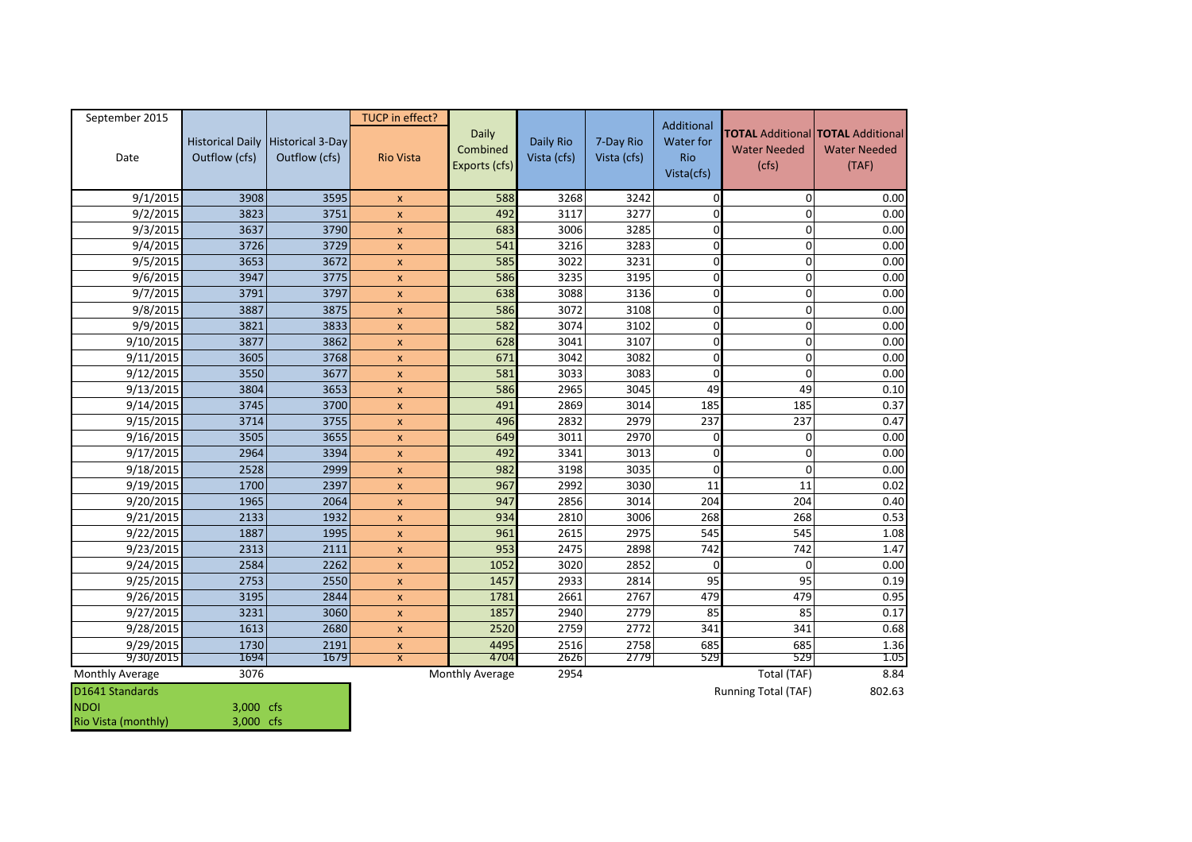| September 2015 | | | TUCP in effect? | | | | | | |
|---|---|---|---|---|---|---|---|---|---|
| Date | Historical Daily Outflow (cfs) | Historical 3-Day Outflow (cfs) | Rio Vista | Daily Combined Exports (cfs) | Daily Rio Vista (cfs) | 7-Day Rio Vista (cfs) | Additional Water for Rio Vista(cfs) | **TOTAL** Additional Water Needed (cfs) | **TOTAL** Additional Water Needed (TAF) |
| 9/1/2015 | 3908 | 3595 | x | 588 | 3268 | 3242 | 0 | 0 | 0.00 |
| 9/2/2015 | 3823 | 3751 | x | 492 | 3117 | 3277 | 0 | 0 | 0.00 |
| 9/3/2015 | 3637 | 3790 | x | 683 | 3006 | 3285 | 0 | 0 | 0.00 |
| 9/4/2015 | 3726 | 3729 | x | 541 | 3216 | 3283 | 0 | 0 | 0.00 |
| 9/5/2015 | 3653 | 3672 | x | 585 | 3022 | 3231 | 0 | 0 | 0.00 |
| 9/6/2015 | 3947 | 3775 | x | 586 | 3235 | 3195 | 0 | 0 | 0.00 |
| 9/7/2015 | 3791 | 3797 | x | 638 | 3088 | 3136 | 0 | 0 | 0.00 |
| 9/8/2015 | 3887 | 3875 | x | 586 | 3072 | 3108 | 0 | 0 | 0.00 |
| 9/9/2015 | 3821 | 3833 | x | 582 | 3074 | 3102 | 0 | 0 | 0.00 |
| 9/10/2015 | 3877 | 3862 | x | 628 | 3041 | 3107 | 0 | 0 | 0.00 |
| 9/11/2015 | 3605 | 3768 | x | 671 | 3042 | 3082 | 0 | 0 | 0.00 |
| 9/12/2015 | 3550 | 3677 | x | 581 | 3033 | 3083 | 0 | 0 | 0.00 |
| 9/13/2015 | 3804 | 3653 | x | 586 | 2965 | 3045 | 49 | 49 | 0.10 |
| 9/14/2015 | 3745 | 3700 | x | 491 | 2869 | 3014 | 185 | 185 | 0.37 |
| 9/15/2015 | 3714 | 3755 | x | 496 | 2832 | 2979 | 237 | 237 | 0.47 |
| 9/16/2015 | 3505 | 3655 | x | 649 | 3011 | 2970 | 0 | 0 | 0.00 |
| 9/17/2015 | 2964 | 3394 | x | 492 | 3341 | 3013 | 0 | 0 | 0.00 |
| 9/18/2015 | 2528 | 2999 | x | 982 | 3198 | 3035 | 0 | 0 | 0.00 |
| 9/19/2015 | 1700 | 2397 | x | 967 | 2992 | 3030 | 11 | 11 | 0.02 |
| 9/20/2015 | 1965 | 2064 | x | 947 | 2856 | 3014 | 204 | 204 | 0.40 |
| 9/21/2015 | 2133 | 1932 | x | 934 | 2810 | 3006 | 268 | 268 | 0.53 |
| 9/22/2015 | 1887 | 1995 | x | 961 | 2615 | 2975 | 545 | 545 | 1.08 |
| 9/23/2015 | 2313 | 2111 | x | 953 | 2475 | 2898 | 742 | 742 | 1.47 |
| 9/24/2015 | 2584 | 2262 | x | 1052 | 3020 | 2852 | 0 | 0 | 0.00 |
| 9/25/2015 | 2753 | 2550 | x | 1457 | 2933 | 2814 | 95 | 95 | 0.19 |
| 9/26/2015 | 3195 | 2844 | x | 1781 | 2661 | 2767 | 479 | 479 | 0.95 |
| 9/27/2015 | 3231 | 3060 | x | 1857 | 2940 | 2779 | 85 | 85 | 0.17 |
| 9/28/2015 | 1613 | 2680 | x | 2520 | 2759 | 2772 | 341 | 341 | 0.68 |
| 9/29/2015 | 1730 | 2191 | x | 4495 | 2516 | 2758 | 685 | 685 | 1.36 |
| 9/30/2015 | 1694 | 1679 | x | 4704 | 2626 | 2779 | 529 | 529 | 1.05 |
| Monthly Average | 3076 | | | Monthly Average | 2954 | | | Total (TAF) | 8.84 |
| | | | | | | | | Running Total (TAF) | 802.63 |

| D1641 Standards | |
|---|---|
| NDOI | 3,000 cfs |
| Rio Vista (monthly) | 3,000 cfs |